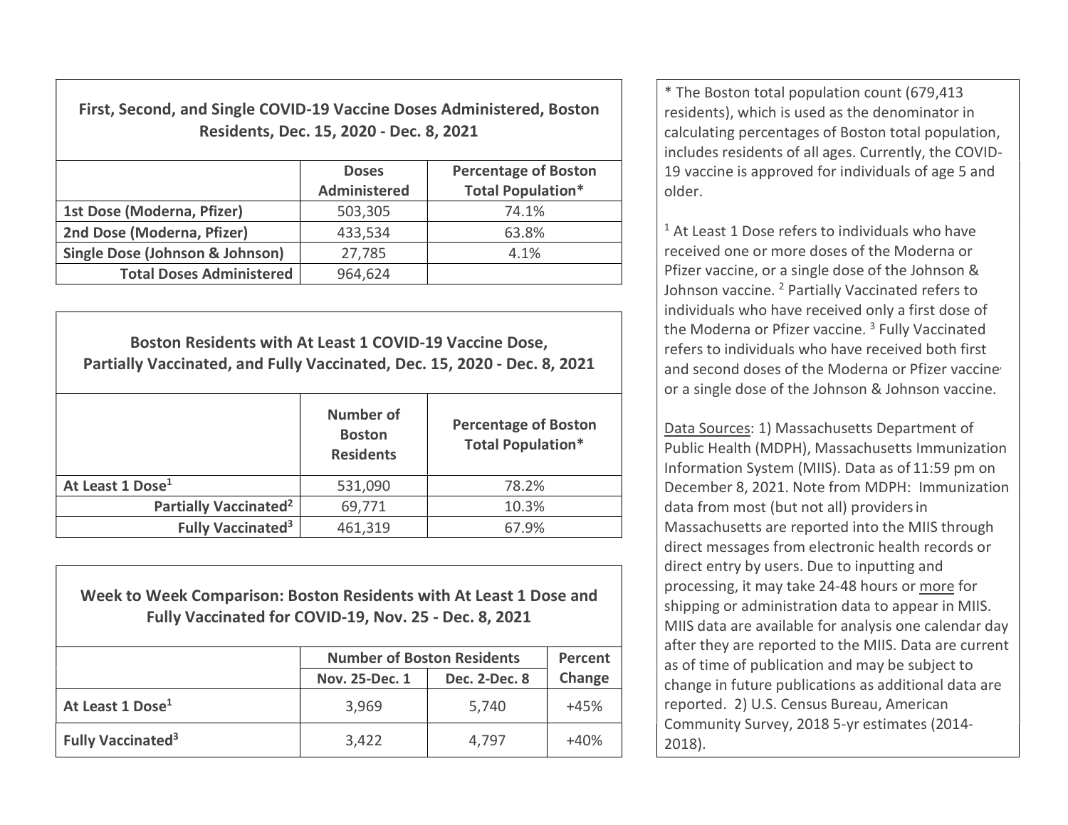## First, Second, and Single COVID-19 Vaccine Doses Administered, Boston Residents, Dec. 15, 2020 - Dec. 8, 2021

| | Doses Administered | Percentage of Boston Total Population* |
|---|---|---|
| **1st Dose (Moderna, Pfizer)** | 503,305 | 74.1% |
| **2nd Dose (Moderna, Pfizer)** | 433,534 | 63.8% |
| **Single Dose (Johnson & Johnson)** | 27,785 | 4.1% |
| **Total Doses Administered** | 964,624 | |

## Boston Residents with At Least 1 COVID-19 Vaccine Dose, Partially Vaccinated, and Fully Vaccinated, Dec. 15, 2020 - Dec. 8, 2021

| | Number of Boston Residents | Percentage of Boston Total Population* |
|---|---|---|
| **At Least 1 Dose[1]** | 531,090 | 78.2% |
| **Partially Vaccinated[2]** | 69,771 | 10.3% |
| **Fully Vaccinated[3]** | 461,319 | 67.9% |

## Week to Week Comparison: Boston Residents with At Least 1 Dose and Fully Vaccinated for COVID-19, Nov. 25 - Dec. 8, 2021

| | Number of Boston Residents | | Percent Change |
|---|---|---|---|
| | Nov. 25-Dec. 1 | Dec. 2-Dec. 8 | |
| **At Least 1 Dose[1]** | 3,969 | 5,740 | +45% |
| **Fully Vaccinated[3]** | 3,422 | 4,797 | +40% |

* The Boston total population count (679,413 residents), which is used as the denominator in calculating percentages of Boston total population, includes residents of all ages. Currently, the COVID-19 vaccine is approved for individuals of age 5 and older.

[1] At Least 1 Dose refers to individuals who have received one or more doses of the Moderna or Pfizer vaccine, or a single dose of the Johnson & Johnson vaccine. [2] Partially Vaccinated refers to individuals who have received only a first dose of the Moderna or Pfizer vaccine. [3] Fully Vaccinated refers to individuals who have received both first and second doses of the Moderna or Pfizer vaccine, or a single dose of the Johnson & Johnson vaccine.

Data Sources: 1) Massachusetts Department of Public Health (MDPH), Massachusetts Immunization Information System (MIIS). Data as of 11:59 pm on December 8, 2021. Note from MDPH: Immunization data from most (but not all) providers in Massachusetts are reported into the MIIS through direct messages from electronic health records or direct entry by users. Due to inputting and processing, it may take 24-48 hours or more for shipping or administration data to appear in MIIS. MIIS data are available for analysis one calendar day after they are reported to the MIIS. Data are current as of time of publication and may be subject to change in future publications as additional data are reported. 2) U.S. Census Bureau, American Community Survey, 2018 5-yr estimates (2014-2018).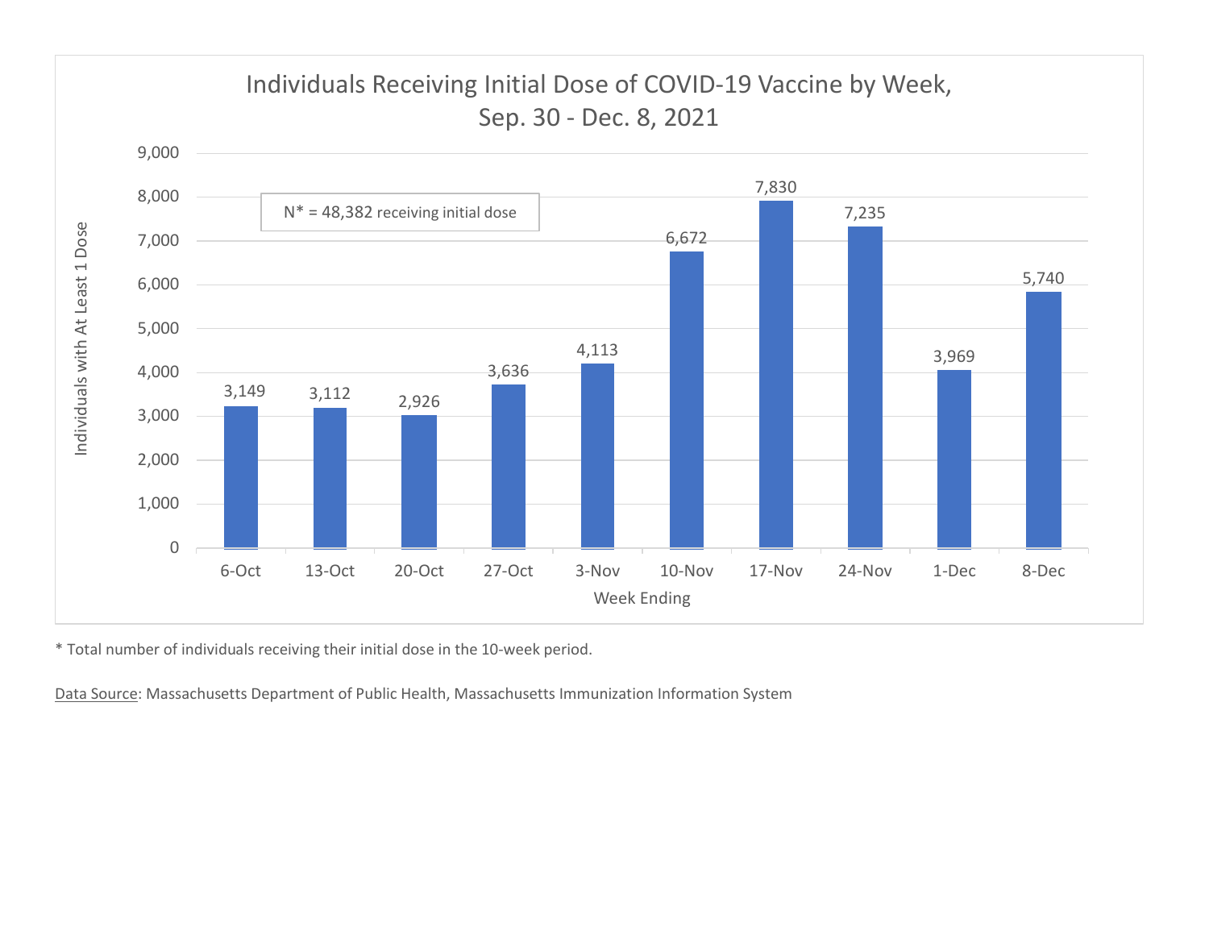## Individuals Receiving Initial Dose of COVID-19 Vaccine by Week, Sep. 30 - Dec. 8, 2021

N* = 48,382 receiving initial dose

| Week Ending | Individuals with At Least 1 Dose |
|---|---|
| 6-Oct | 3,149 |
| 13-Oct | 3,112 |
| 20-Oct | 2,926 |
| 27-Oct | 3,636 |
| 3-Nov | 4,113 |
| 10-Nov | 6,672 |
| 17-Nov | 7,830 |
| 24-Nov | 7,235 |
| 1-Dec | 3,969 |
| 8-Dec | 5,740 |

* Total number of individuals receiving their initial dose in the 10-week period.

Data Source: Massachusetts Department of Public Health, Massachusetts Immunization Information System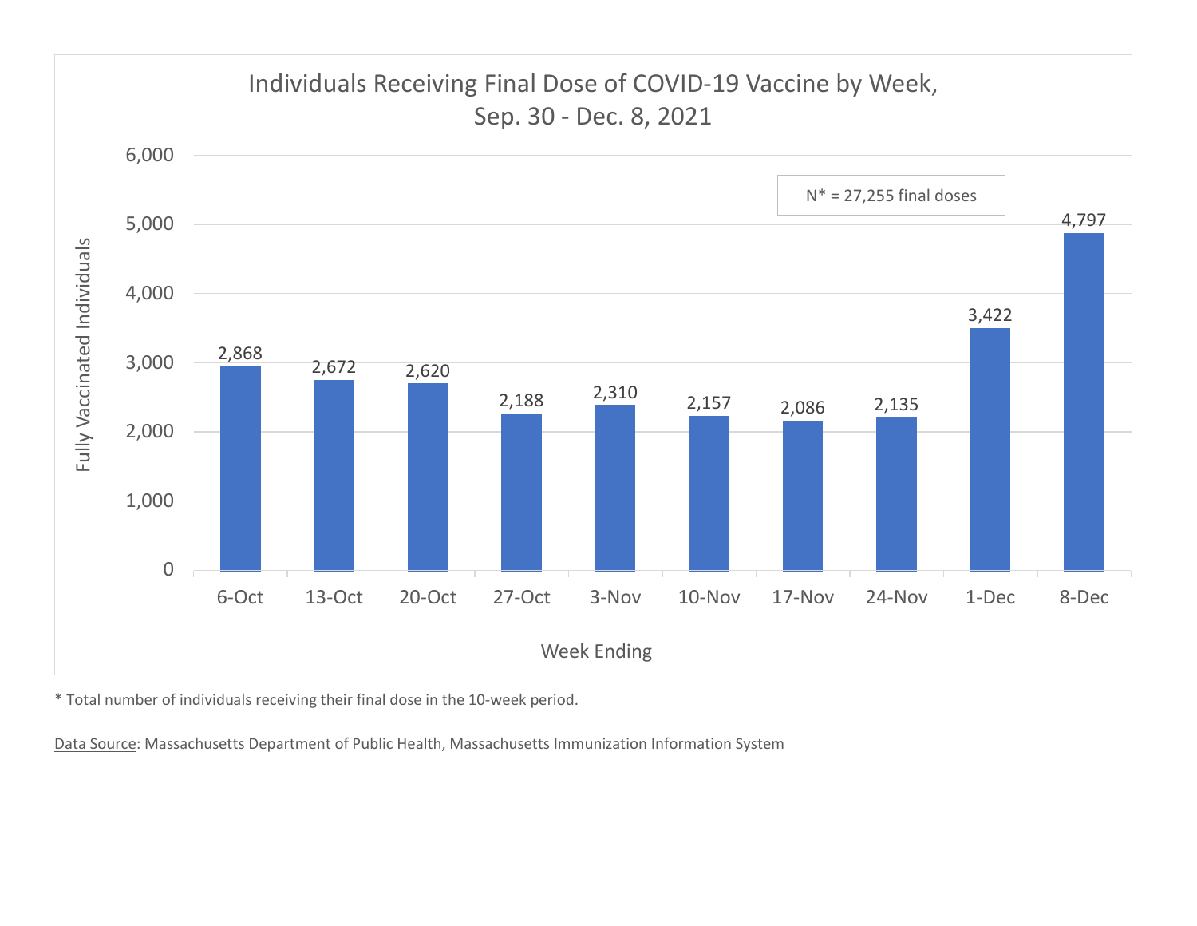## Individuals Receiving Final Dose of COVID-19 Vaccine by Week, Sep. 30 - Dec. 8, 2021

N* = 27,255 final doses

| Week Ending | Fully Vaccinated Individuals |
|---|---|
| 6-Oct | 2,868 |
| 13-Oct | 2,672 |
| 20-Oct | 2,620 |
| 27-Oct | 2,188 |
| 3-Nov | 2,310 |
| 10-Nov | 2,157 |
| 17-Nov | 2,086 |
| 24-Nov | 2,135 |
| 1-Dec | 3,422 |
| 8-Dec | 4,797 |

* Total number of individuals receiving their final dose in the 10-week period.

Data Source: Massachusetts Department of Public Health, Massachusetts Immunization Information System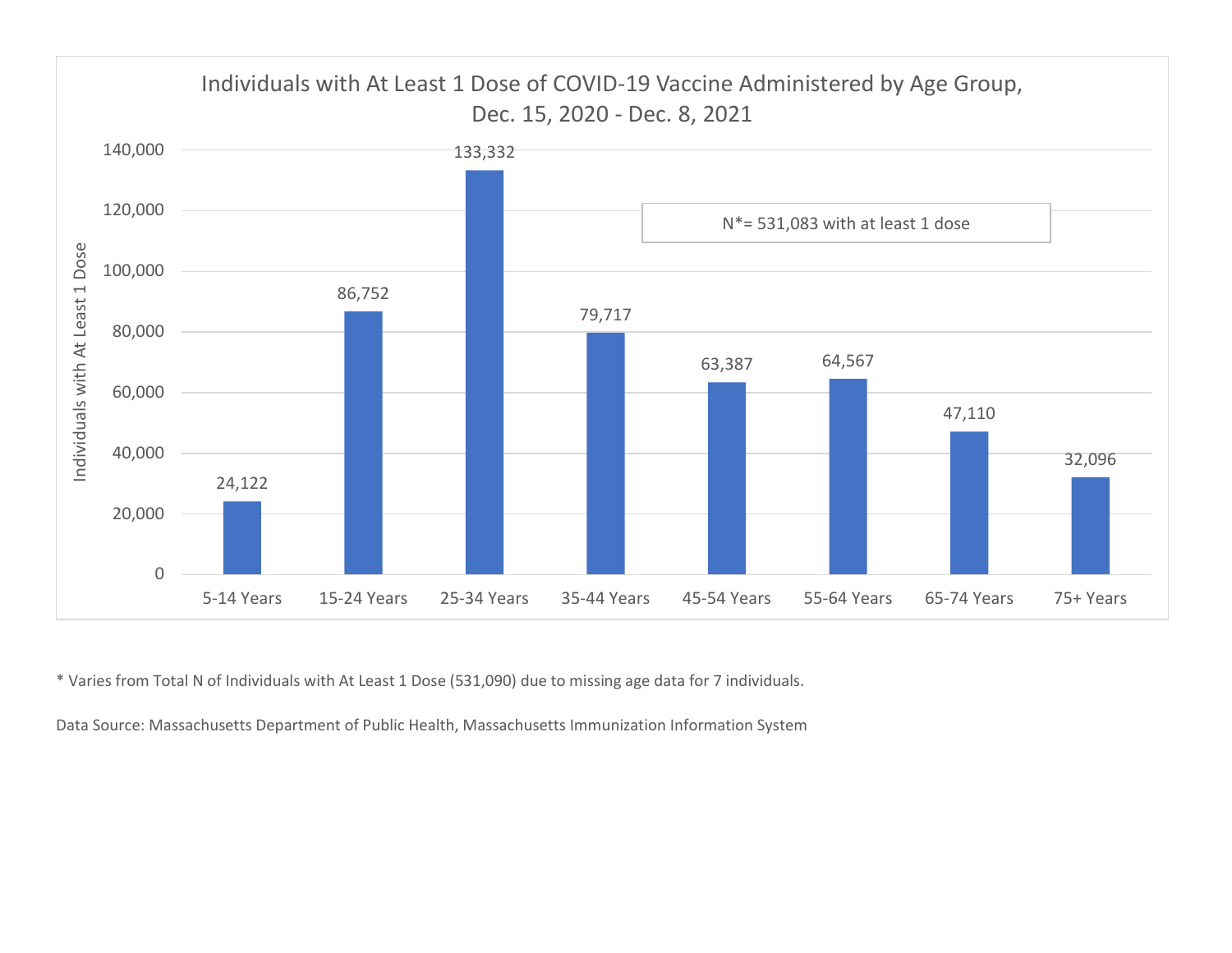## Individuals with At Least 1 Dose of COVID-19 Vaccine Administered by Age Group, Dec. 15, 2020 - Dec. 8, 2021

N*= 531,083 with at least 1 dose

| Age Group | Individuals with At Least 1 Dose |
| --- | --- |
| 5-14 Years | 24,122 |
| 15-24 Years | 86,752 |
| 25-34 Years | 133,332 |
| 35-44 Years | 79,717 |
| 45-54 Years | 63,387 |
| 55-64 Years | 64,567 |
| 65-74 Years | 47,110 |
| 75+ Years | 32,096 |

* Varies from Total N of Individuals with At Least 1 Dose (531,090) due to missing age data for 7 individuals.

Data Source: Massachusetts Department of Public Health, Massachusetts Immunization Information System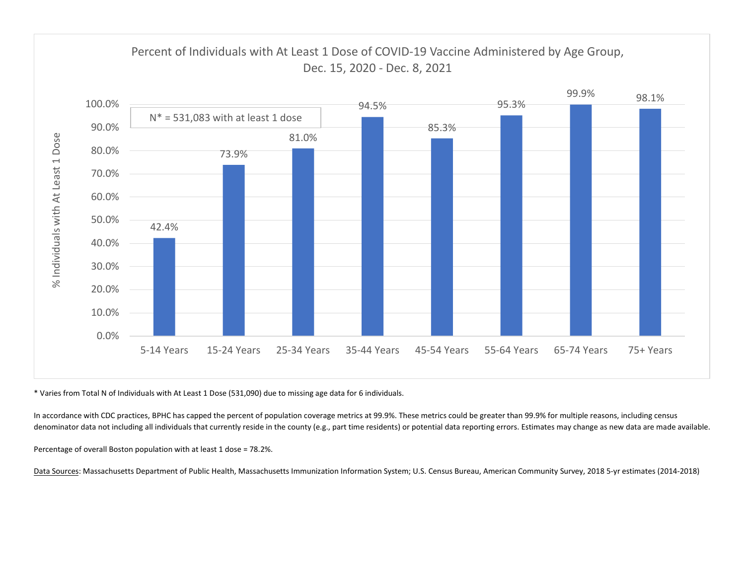## Percent of Individuals with At Least 1 Dose of COVID-19 Vaccine Administered by Age Group, Dec. 15, 2020 - Dec. 8, 2021

N* = 531,083 with at least 1 dose

| Age Group | % Individuals with At Least 1 Dose |
|---|---|
| 5-14 Years | 42.4% |
| 15-24 Years | 73.9% |
| 25-34 Years | 81.0% |
| 35-44 Years | 94.5% |
| 45-54 Years | 85.3% |
| 55-64 Years | 95.3% |
| 65-74 Years | 99.9% |
| 75+ Years | 98.1% |

* Varies from Total N of Individuals with At Least 1 Dose (531,090) due to missing age data for 6 individuals.

In accordance with CDC practices, BPHC has capped the percent of population coverage metrics at 99.9%. These metrics could be greater than 99.9% for multiple reasons, including census denominator data not including all individuals that currently reside in the county (e.g., part time residents) or potential data reporting errors. Estimates may change as new data are made available.

Percentage of overall Boston population with at least 1 dose = 78.2%.

Data Sources: Massachusetts Department of Public Health, Massachusetts Immunization Information System; U.S. Census Bureau, American Community Survey, 2018 5-yr estimates (2014-2018)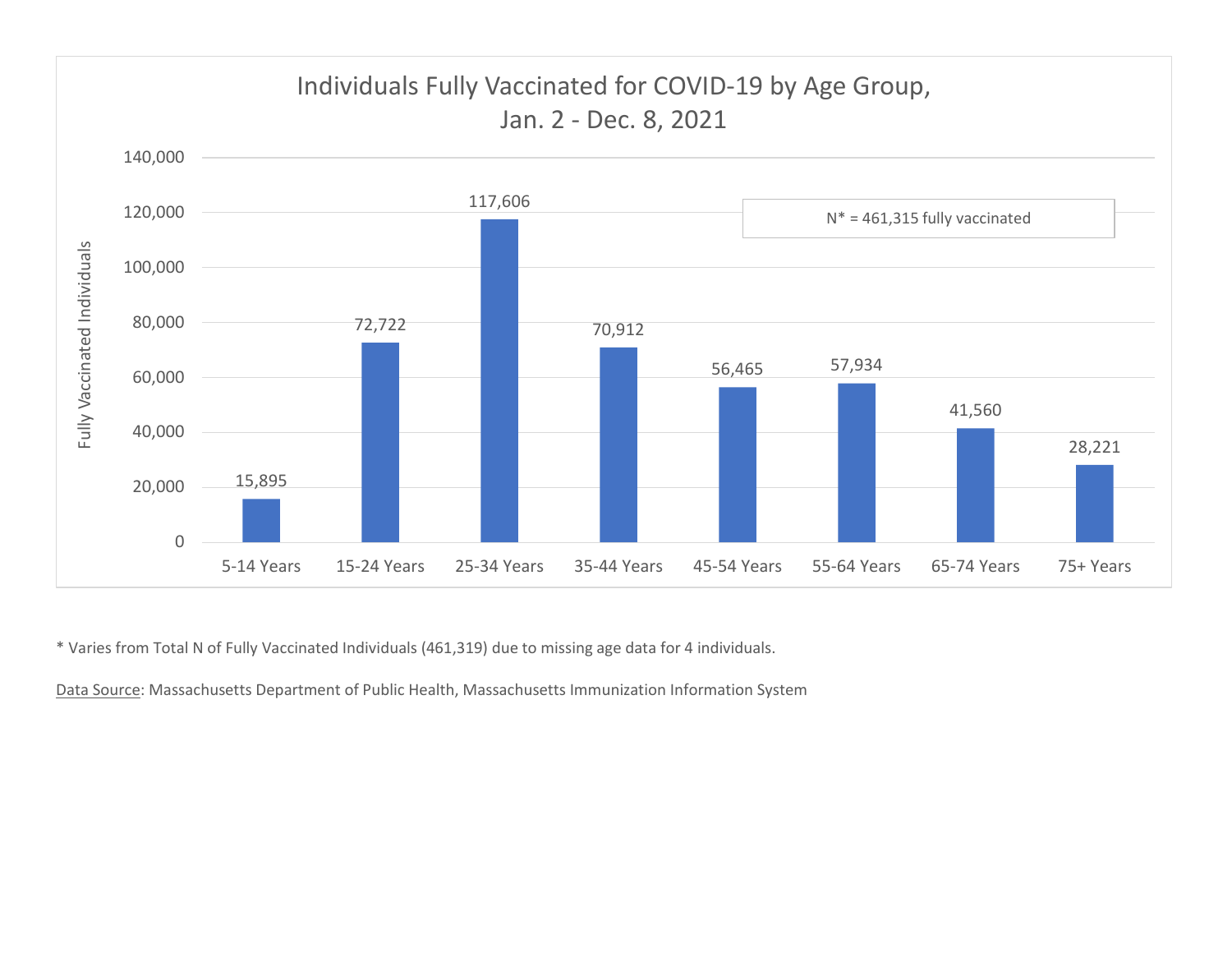## Individuals Fully Vaccinated for COVID-19 by Age Group, Jan. 2 - Dec. 8, 2021

N* = 461,315 fully vaccinated

| Age Group | Fully Vaccinated Individuals |
|---|---|
| 5-14 Years | 15,895 |
| 15-24 Years | 72,722 |
| 25-34 Years | 117,606 |
| 35-44 Years | 70,912 |
| 45-54 Years | 56,465 |
| 55-64 Years | 57,934 |
| 65-74 Years | 41,560 |
| 75+ Years | 28,221 |

* Varies from Total N of Fully Vaccinated Individuals (461,319) due to missing age data for 4 individuals.

Data Source: Massachusetts Department of Public Health, Massachusetts Immunization Information System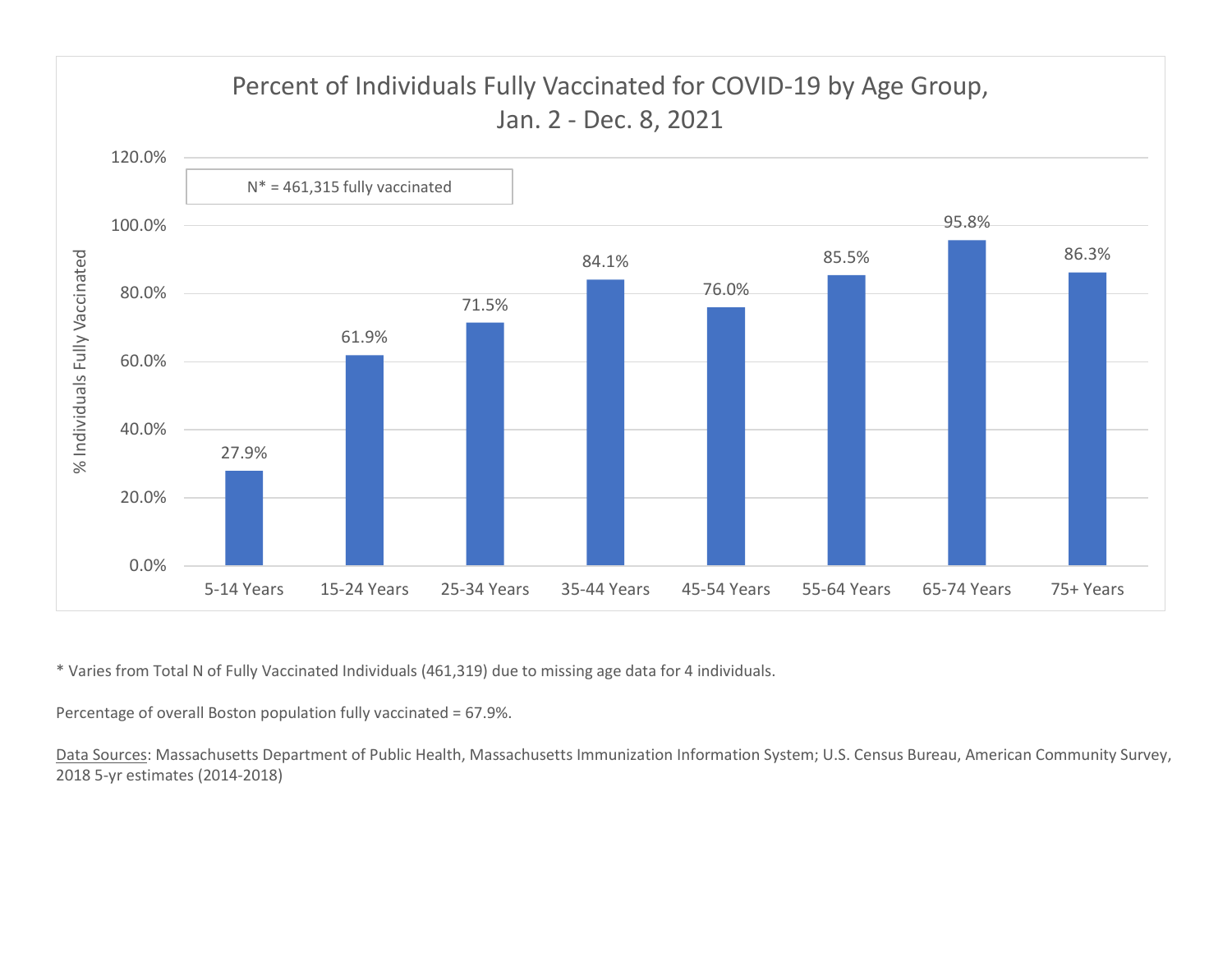## Percent of Individuals Fully Vaccinated for COVID-19 by Age Group, Jan. 2 - Dec. 8, 2021

N* = 461,315 fully vaccinated

| Age Group | % Individuals Fully Vaccinated |
| --- | --- |
| 5-14 Years | 27.9% |
| 15-24 Years | 61.9% |
| 25-34 Years | 71.5% |
| 35-44 Years | 84.1% |
| 45-54 Years | 76.0% |
| 55-64 Years | 85.5% |
| 65-74 Years | 95.8% |
| 75+ Years | 86.3% |

* Varies from Total N of Fully Vaccinated Individuals (461,319) due to missing age data for 4 individuals.

Percentage of overall Boston population fully vaccinated = 67.9%.

Data Sources: Massachusetts Department of Public Health, Massachusetts Immunization Information System; U.S. Census Bureau, American Community Survey, 2018 5-yr estimates (2014-2018)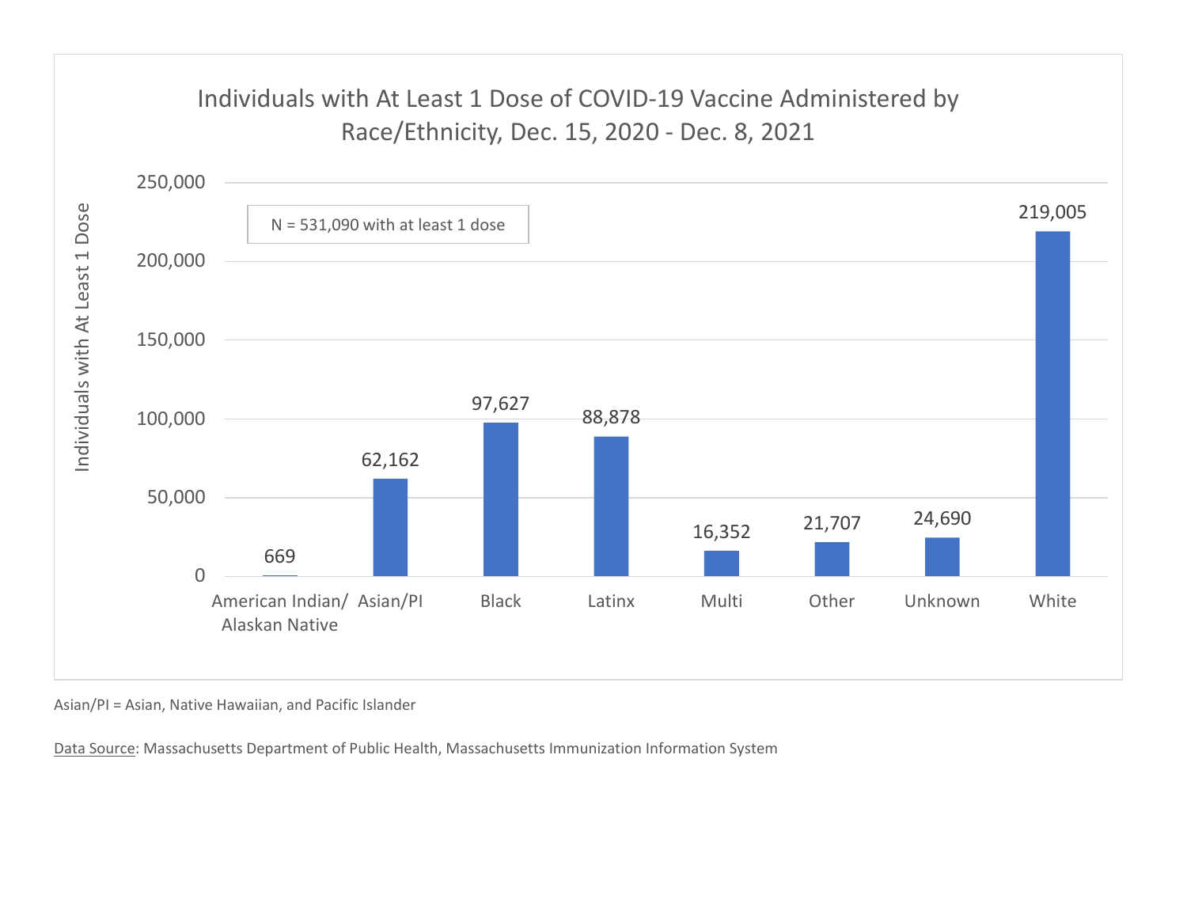## Individuals with At Least 1 Dose of COVID-19 Vaccine Administered by Race/Ethnicity, Dec. 15, 2020 - Dec. 8, 2021

N = 531,090 with at least 1 dose

| Race/Ethnicity | Individuals with At Least 1 Dose |
|---|---|
| American Indian/ Alaskan Native | 669 |
| Asian/PI | 62,162 |
| Black | 97,627 |
| Latinx | 88,878 |
| Multi | 16,352 |
| Other | 21,707 |
| Unknown | 24,690 |
| White | 219,005 |

Asian/PI = Asian, Native Hawaiian, and Pacific Islander

Data Source: Massachusetts Department of Public Health, Massachusetts Immunization Information System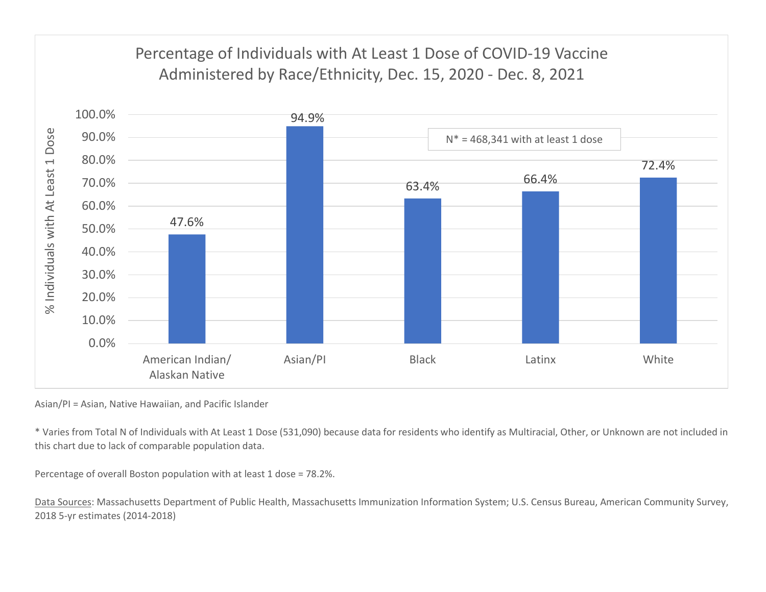## Percentage of Individuals with At Least 1 Dose of COVID-19 Vaccine Administered by Race/Ethnicity, Dec. 15, 2020 - Dec. 8, 2021

| Race/Ethnicity | % Individuals with At Least 1 Dose |
|---|---|
| American Indian/ Alaskan Native | 47.6% |
| Asian/PI | 94.9% |
| Black | 63.4% |
| Latinx | 66.4% |
| White | 72.4% |

N* = 468,341 with at least 1 dose

Asian/PI = Asian, Native Hawaiian, and Pacific Islander

\* Varies from Total N of Individuals with At Least 1 Dose (531,090) because data for residents who identify as Multiracial, Other, or Unknown are not included in this chart due to lack of comparable population data.

Percentage of overall Boston population with at least 1 dose = 78.2%.

Data Sources: Massachusetts Department of Public Health, Massachusetts Immunization Information System; U.S. Census Bureau, American Community Survey, 2018 5-yr estimates (2014-2018)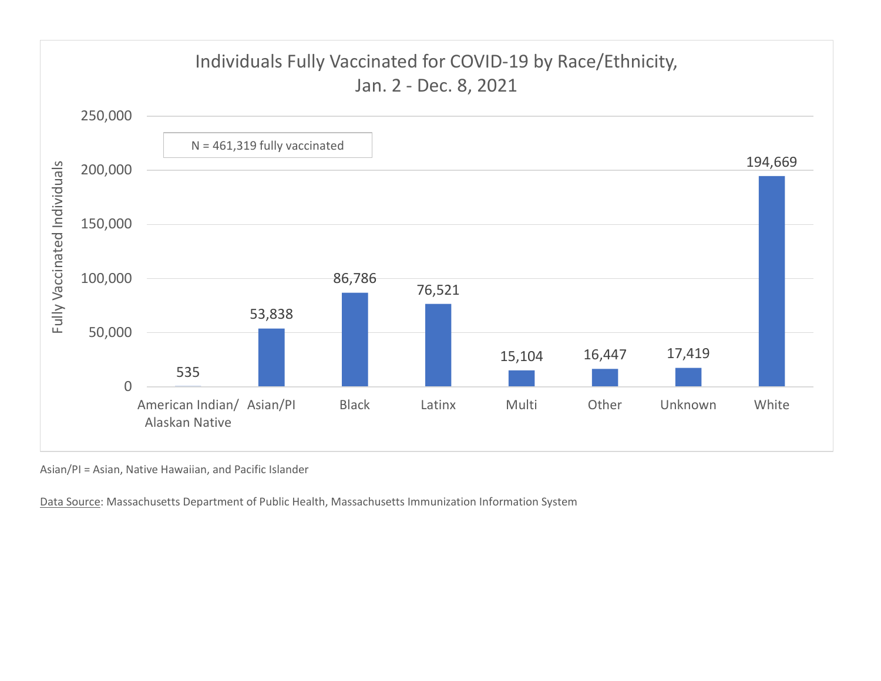## Individuals Fully Vaccinated for COVID-19 by Race/Ethnicity, Jan. 2 - Dec. 8, 2021

N = 461,319 fully vaccinated

| Race/Ethnicity | Fully Vaccinated Individuals |
|---|---|
| American Indian/ Alaskan Native | 535 |
| Asian/PI | 53,838 |
| Black | 86,786 |
| Latinx | 76,521 |
| Multi | 15,104 |
| Other | 16,447 |
| Unknown | 17,419 |
| White | 194,669 |

Asian/PI = Asian, Native Hawaiian, and Pacific Islander

Data Source: Massachusetts Department of Public Health, Massachusetts Immunization Information System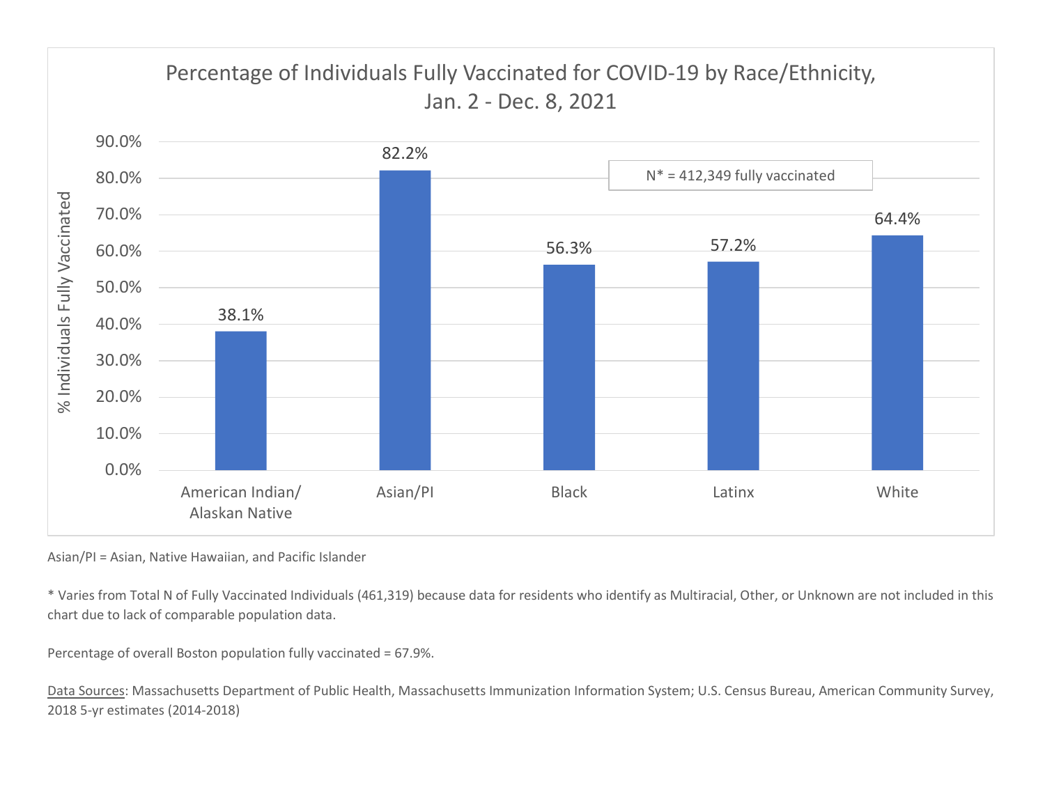## Percentage of Individuals Fully Vaccinated for COVID-19 by Race/Ethnicity, Jan. 2 - Dec. 8, 2021

N* = 412,349 fully vaccinated

| Race/Ethnicity | % Individuals Fully Vaccinated |
|---|---|
| American Indian/ Alaskan Native | 38.1% |
| Asian/PI | 82.2% |
| Black | 56.3% |
| Latinx | 57.2% |
| White | 64.4% |

Asian/PI = Asian, Native Hawaiian, and Pacific Islander

* Varies from Total N of Fully Vaccinated Individuals (461,319) because data for residents who identify as Multiracial, Other, or Unknown are not included in this chart due to lack of comparable population data.

Percentage of overall Boston population fully vaccinated = 67.9%.

Data Sources: Massachusetts Department of Public Health, Massachusetts Immunization Information System; U.S. Census Bureau, American Community Survey, 2018 5-yr estimates (2014-2018)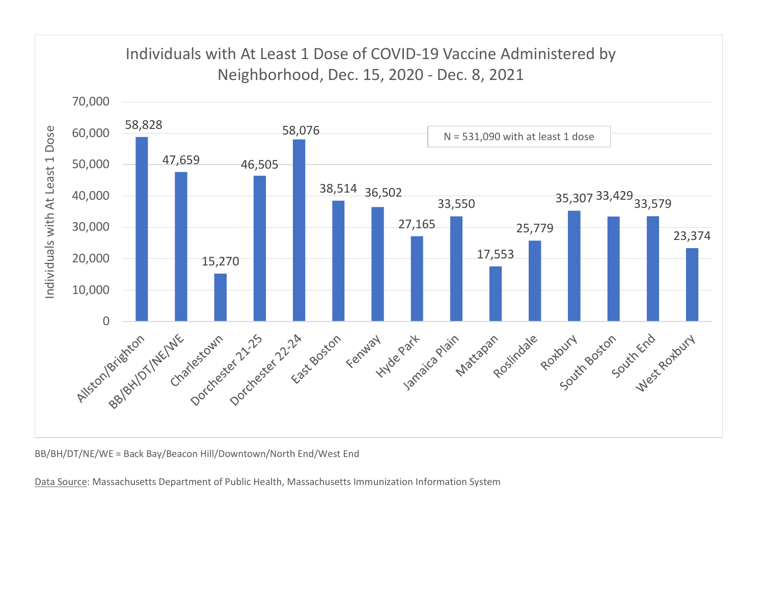## Individuals with At Least 1 Dose of COVID-19 Vaccine Administered by Neighborhood, Dec. 15, 2020 - Dec. 8, 2021

N = 531,090 with at least 1 dose

| Neighborhood | Individuals with At Least 1 Dose |
|---|---|
| Allston/Brighton | 58,828 |
| BB/BH/DT/NE/WE | 47,659 |
| Charlestown | 15,270 |
| Dorchester 21-25 | 46,505 |
| Dorchester 22-24 | 58,076 |
| East Boston | 38,514 |
| Fenway | 36,502 |
| Hyde Park | 27,165 |
| Jamaica Plain | 33,550 |
| Mattapan | 17,553 |
| Roslindale | 25,779 |
| Roxbury | 35,307 |
| South Boston | 33,429 |
| South End | 33,579 |
| West Roxbury | 23,374 |

BB/BH/DT/NE/WE = Back Bay/Beacon Hill/Downtown/North End/West End

Data Source: Massachusetts Department of Public Health, Massachusetts Immunization Information System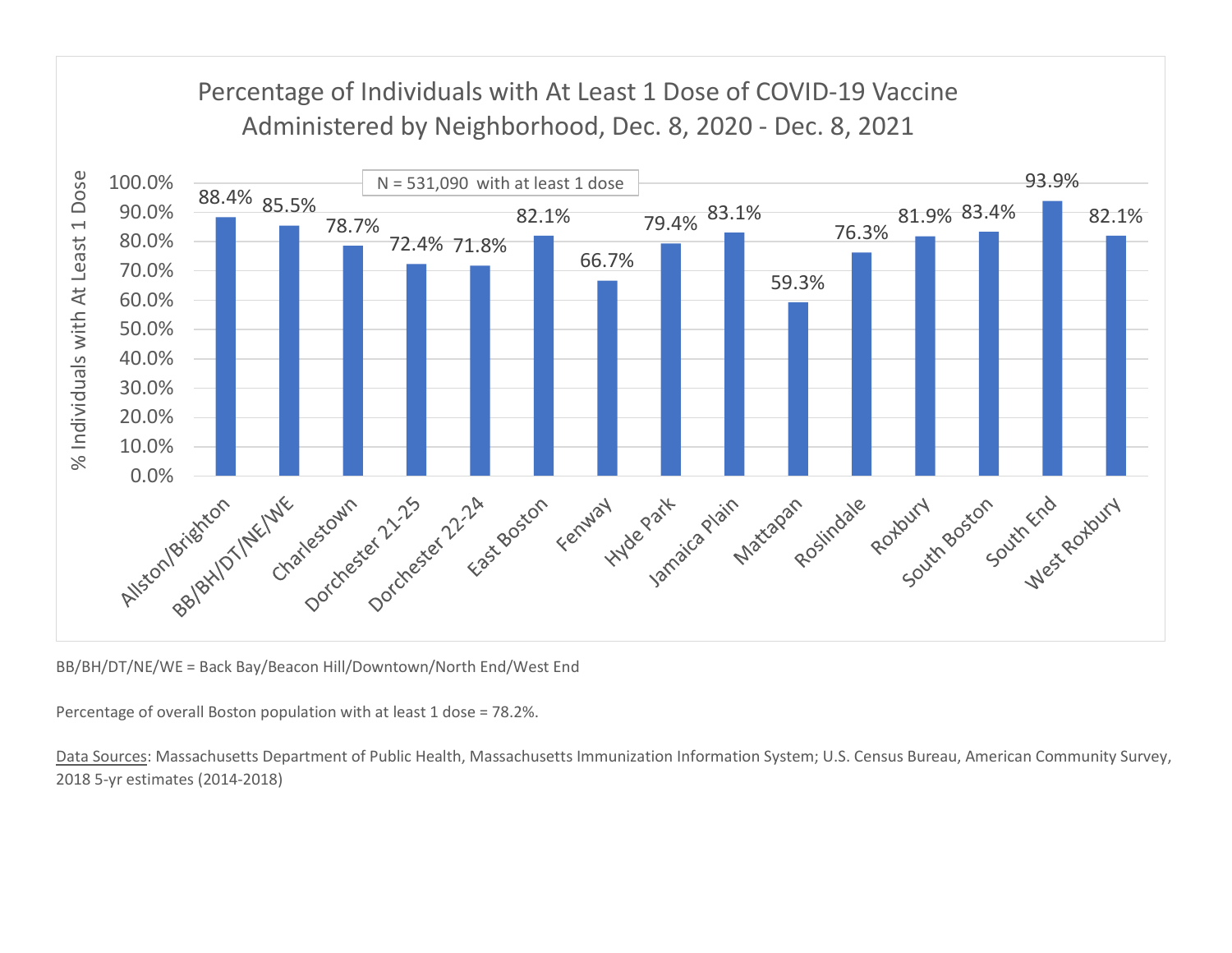## Percentage of Individuals with At Least 1 Dose of COVID-19 Vaccine Administered by Neighborhood, Dec. 8, 2020 - Dec. 8, 2021

N = 531,090 with at least 1 dose

| Neighborhood | % Individuals with At Least 1 Dose |
|---|---|
| Allston/Brighton | 88.4% |
| BB/BH/DT/NE/WE | 85.5% |
| Charlestown | 78.7% |
| Dorchester 21-25 | 72.4% |
| Dorchester 22-24 | 71.8% |
| East Boston | 82.1% |
| Fenway | 66.7% |
| Hyde Park | 79.4% |
| Jamaica Plain | 83.1% |
| Mattapan | 59.3% |
| Roslindale | 76.3% |
| Roxbury | 81.9% |
| South Boston | 83.4% |
| South End | 93.9% |
| West Roxbury | 82.1% |

BB/BH/DT/NE/WE = Back Bay/Beacon Hill/Downtown/North End/West End

Percentage of overall Boston population with at least 1 dose = 78.2%.

Data Sources: Massachusetts Department of Public Health, Massachusetts Immunization Information System; U.S. Census Bureau, American Community Survey, 2018 5-yr estimates (2014-2018)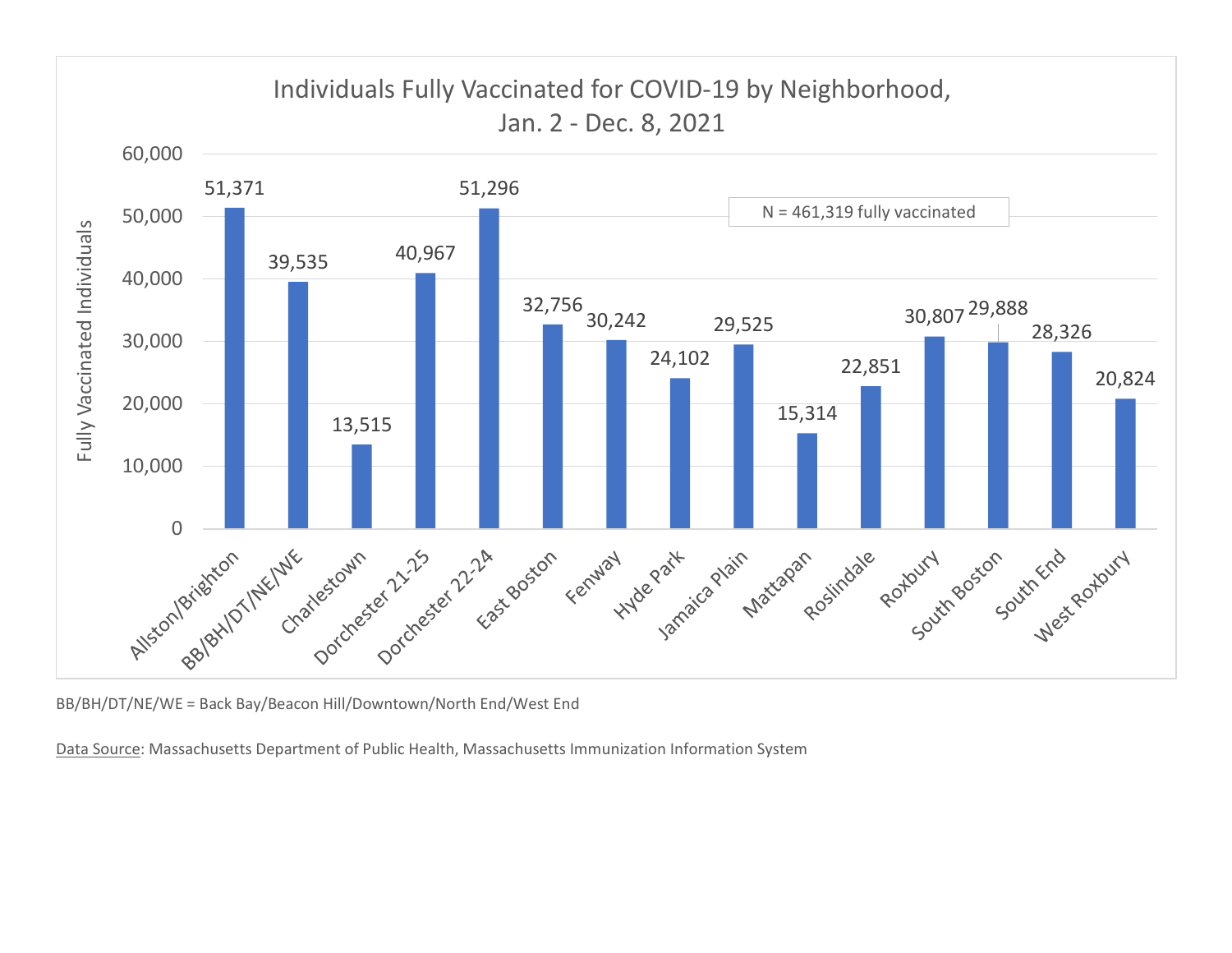## Individuals Fully Vaccinated for COVID-19 by Neighborhood, Jan. 2 - Dec. 8, 2021

N = 461,319 fully vaccinated

| Neighborhood | Fully Vaccinated Individuals |
|---|---|
| Allston/Brighton | 51,371 |
| BB/BH/DT/NE/WE | 39,535 |
| Charlestown | 13,515 |
| Dorchester 21-25 | 40,967 |
| Dorchester 22-24 | 51,296 |
| East Boston | 32,756 |
| Fenway | 30,242 |
| Hyde Park | 24,102 |
| Jamaica Plain | 29,525 |
| Mattapan | 15,314 |
| Roslindale | 22,851 |
| Roxbury | 30,807 |
| South Boston | 29,888 |
| South End | 28,326 |
| West Roxbury | 20,824 |

BB/BH/DT/NE/WE = Back Bay/Beacon Hill/Downtown/North End/West End

Data Source: Massachusetts Department of Public Health, Massachusetts Immunization Information System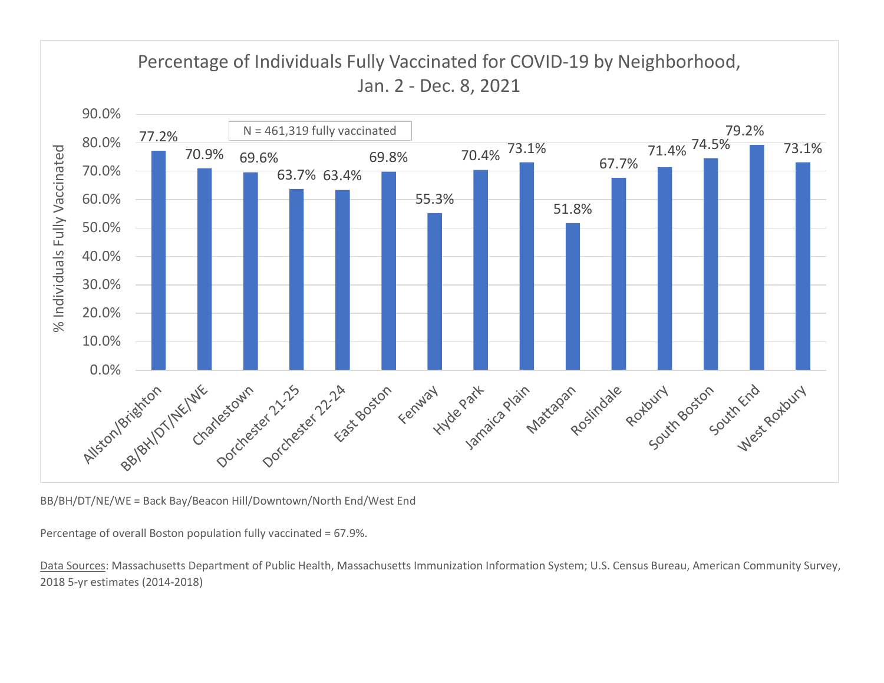## Percentage of Individuals Fully Vaccinated for COVID-19 by Neighborhood, Jan. 2 - Dec. 8, 2021

N = 461,319 fully vaccinated

| Neighborhood | % Individuals Fully Vaccinated |
|---|---|
| Allston/Brighton | 77.2% |
| BB/BH/DT/NE/WE | 70.9% |
| Charlestown | 69.6% |
| Dorchester 21-25 | 63.7% |
| Dorchester 22-24 | 63.4% |
| East Boston | 69.8% |
| Fenway | 55.3% |
| Hyde Park | 70.4% |
| Jamaica Plain | 73.1% |
| Mattapan | 51.8% |
| Roslindale | 67.7% |
| Roxbury | 71.4% |
| South Boston | 74.5% |
| South End | 79.2% |
| West Roxbury | 73.1% |

BB/BH/DT/NE/WE = Back Bay/Beacon Hill/Downtown/North End/West End

Percentage of overall Boston population fully vaccinated = 67.9%.

Data Sources: Massachusetts Department of Public Health, Massachusetts Immunization Information System; U.S. Census Bureau, American Community Survey, 2018 5-yr estimates (2014-2018)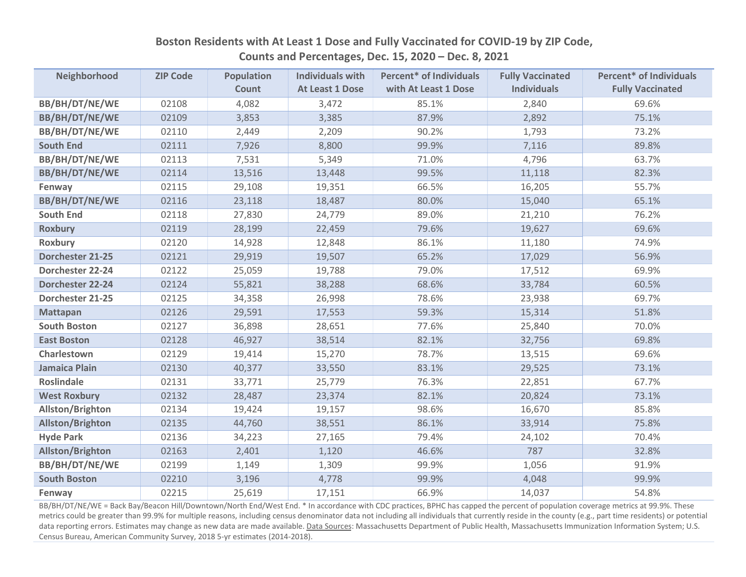## Boston Residents with At Least 1 Dose and Fully Vaccinated for COVID-19 by ZIP Code, Counts and Percentages, Dec. 15, 2020 – Dec. 8, 2021

| Neighborhood | ZIP Code | Population Count | Individuals with At Least 1 Dose | Percent* of Individuals with At Least 1 Dose | Fully Vaccinated Individuals | Percent* of Individuals Fully Vaccinated |
|---|---|---|---|---|---|---|
| **BB/BH/DT/NE/WE** | 02108 | 4,082 | 3,472 | 85.1% | 2,840 | 69.6% |
| **BB/BH/DT/NE/WE** | 02109 | 3,853 | 3,385 | 87.9% | 2,892 | 75.1% |
| **BB/BH/DT/NE/WE** | 02110 | 2,449 | 2,209 | 90.2% | 1,793 | 73.2% |
| **South End** | 02111 | 7,926 | 8,800 | 99.9% | 7,116 | 89.8% |
| **BB/BH/DT/NE/WE** | 02113 | 7,531 | 5,349 | 71.0% | 4,796 | 63.7% |
| **BB/BH/DT/NE/WE** | 02114 | 13,516 | 13,448 | 99.5% | 11,118 | 82.3% |
| **Fenway** | 02115 | 29,108 | 19,351 | 66.5% | 16,205 | 55.7% |
| **BB/BH/DT/NE/WE** | 02116 | 23,118 | 18,487 | 80.0% | 15,040 | 65.1% |
| **South End** | 02118 | 27,830 | 24,779 | 89.0% | 21,210 | 76.2% |
| **Roxbury** | 02119 | 28,199 | 22,459 | 79.6% | 19,627 | 69.6% |
| **Roxbury** | 02120 | 14,928 | 12,848 | 86.1% | 11,180 | 74.9% |
| **Dorchester 21-25** | 02121 | 29,919 | 19,507 | 65.2% | 17,029 | 56.9% |
| **Dorchester 22-24** | 02122 | 25,059 | 19,788 | 79.0% | 17,512 | 69.9% |
| **Dorchester 22-24** | 02124 | 55,821 | 38,288 | 68.6% | 33,784 | 60.5% |
| **Dorchester 21-25** | 02125 | 34,358 | 26,998 | 78.6% | 23,938 | 69.7% |
| **Mattapan** | 02126 | 29,591 | 17,553 | 59.3% | 15,314 | 51.8% |
| **South Boston** | 02127 | 36,898 | 28,651 | 77.6% | 25,840 | 70.0% |
| **East Boston** | 02128 | 46,927 | 38,514 | 82.1% | 32,756 | 69.8% |
| **Charlestown** | 02129 | 19,414 | 15,270 | 78.7% | 13,515 | 69.6% |
| **Jamaica Plain** | 02130 | 40,377 | 33,550 | 83.1% | 29,525 | 73.1% |
| **Roslindale** | 02131 | 33,771 | 25,779 | 76.3% | 22,851 | 67.7% |
| **West Roxbury** | 02132 | 28,487 | 23,374 | 82.1% | 20,824 | 73.1% |
| **Allston/Brighton** | 02134 | 19,424 | 19,157 | 98.6% | 16,670 | 85.8% |
| **Allston/Brighton** | 02135 | 44,760 | 38,551 | 86.1% | 33,914 | 75.8% |
| **Hyde Park** | 02136 | 34,223 | 27,165 | 79.4% | 24,102 | 70.4% |
| **Allston/Brighton** | 02163 | 2,401 | 1,120 | 46.6% | 787 | 32.8% |
| **BB/BH/DT/NE/WE** | 02199 | 1,149 | 1,309 | 99.9% | 1,056 | 91.9% |
| **South Boston** | 02210 | 3,196 | 4,778 | 99.9% | 4,048 | 99.9% |
| **Fenway** | 02215 | 25,619 | 17,151 | 66.9% | 14,037 | 54.8% |

BB/BH/DT/NE/WE = Back Bay/Beacon Hill/Downtown/North End/West End. * In accordance with CDC practices, BPHC has capped the percent of population coverage metrics at 99.9%. These metrics could be greater than 99.9% for multiple reasons, including census denominator data not including all individuals that currently reside in the county (e.g., part time residents) or potential data reporting errors. Estimates may change as new data are made available. Data Sources: Massachusetts Department of Public Health, Massachusetts Immunization Information System; U.S. Census Bureau, American Community Survey, 2018 5-yr estimates (2014-2018).